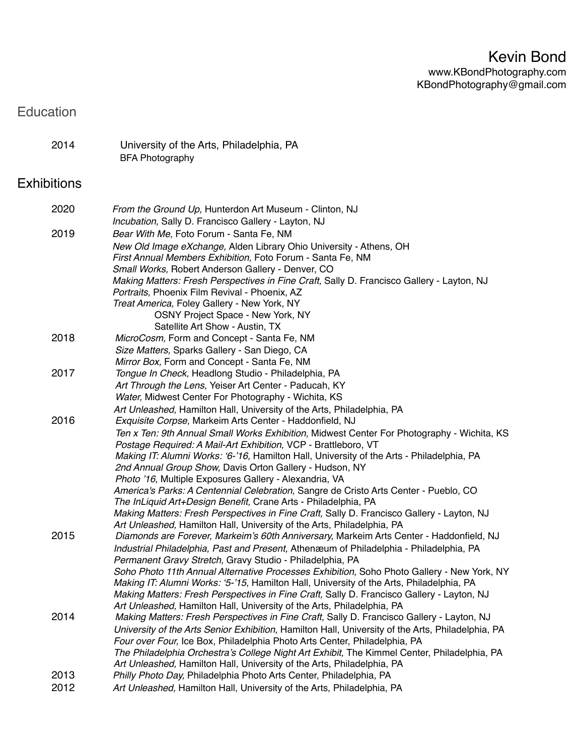# Kevin Bond

www.KBondPhotography.com
KBondPhotography@gmail.com

## Education

2014 University of the Arts, Philadelphia, PA
BFA Photography

## Exhibitions

**2020**
- *From the Ground Up,* Hunterdon Art Museum - Clinton, NJ
- *Incubation,* Sally D. Francisco Gallery - Layton, NJ

**2019**
- *Bear With Me,* Foto Forum - Santa Fe, NM
- *New Old Image eXchange,* Alden Library Ohio University - Athens, OH
- *First Annual Members Exhibition,* Foto Forum - Santa Fe, NM
- *Small Works,* Robert Anderson Gallery - Denver, CO
- *Making Matters: Fresh Perspectives in Fine Craft,* Sally D. Francisco Gallery - Layton, NJ
- *Portraits,* Phoenix Film Revival - Phoenix, AZ
- *Treat America,* Foley Gallery - New York, NY
  - OSNY Project Space - New York, NY
  - Satellite Art Show - Austin, TX

**2018**
- *MicroCosm,* Form and Concept - Santa Fe, NM
- *Size Matters,* Sparks Gallery - San Diego, CA
- *Mirror Box,* Form and Concept - Santa Fe, NM

**2017**
- *Tongue In Check,* Headlong Studio - Philadelphia, PA
- *Art Through the Lens,* Yeiser Art Center - Paducah, KY
- *Water,* Midwest Center For Photography - Wichita, KS
- *Art Unleashed,* Hamilton Hall, University of the Arts, Philadelphia, PA

**2016**
- *Exquisite Corpse,* Markeim Arts Center - Haddonfield, NJ
- *Ten x Ten: 9th Annual Small Works Exhibition,* Midwest Center For Photography - Wichita, KS
- *Postage Required: A Mail-Art Exhibition,* VCP - Brattleboro, VT
- *Making IT: Alumni Works: '6-'16,* Hamilton Hall, University of the Arts - Philadelphia, PA
- *2nd Annual Group Show,* Davis Orton Gallery - Hudson, NY
- *Photo '16*, Multiple Exposures Gallery - Alexandria, VA
- *America's Parks: A Centennial Celebration,* Sangre de Cristo Arts Center - Pueblo, CO
- *The InLiquid Art+Design Benefit,* Crane Arts - Philadelphia, PA
- *Making Matters: Fresh Perspectives in Fine Craft,* Sally D. Francisco Gallery - Layton, NJ
- *Art Unleashed,* Hamilton Hall, University of the Arts, Philadelphia, PA

**2015**
- *Diamonds are Forever, Markeim's 60th Anniversary,* Markeim Arts Center - Haddonfield, NJ
- *Industrial Philadelphia, Past and Present,* Athenæum of Philadelphia - Philadelphia, PA
- *Permanent Gravy Stretch,* Gravy Studio - Philadelphia, PA
- *Soho Photo 11th Annual Alternative Processes Exhibition,* Soho Photo Gallery - New York, NY
- *Making IT: Alumni Works: '5-'15,* Hamilton Hall, University of the Arts, Philadelphia, PA
- *Making Matters: Fresh Perspectives in Fine Craft,* Sally D. Francisco Gallery - Layton, NJ
- *Art Unleashed,* Hamilton Hall, University of the Arts, Philadelphia, PA

**2014**
- *Making Matters: Fresh Perspectives in Fine Craft,* Sally D. Francisco Gallery - Layton, NJ
- *University of the Arts Senior Exhibition,* Hamilton Hall, University of the Arts, Philadelphia, PA
- *Four over Four,* Ice Box, Philadelphia Photo Arts Center, Philadelphia, PA
- *The Philadelphia Orchestra's College Night Art Exhibit,* The Kimmel Center, Philadelphia, PA
- *Art Unleashed,* Hamilton Hall, University of the Arts, Philadelphia, PA

**2013**
- *Philly Photo Day,* Philadelphia Photo Arts Center, Philadelphia, PA

**2012**
- *Art Unleashed,* Hamilton Hall, University of the Arts, Philadelphia, PA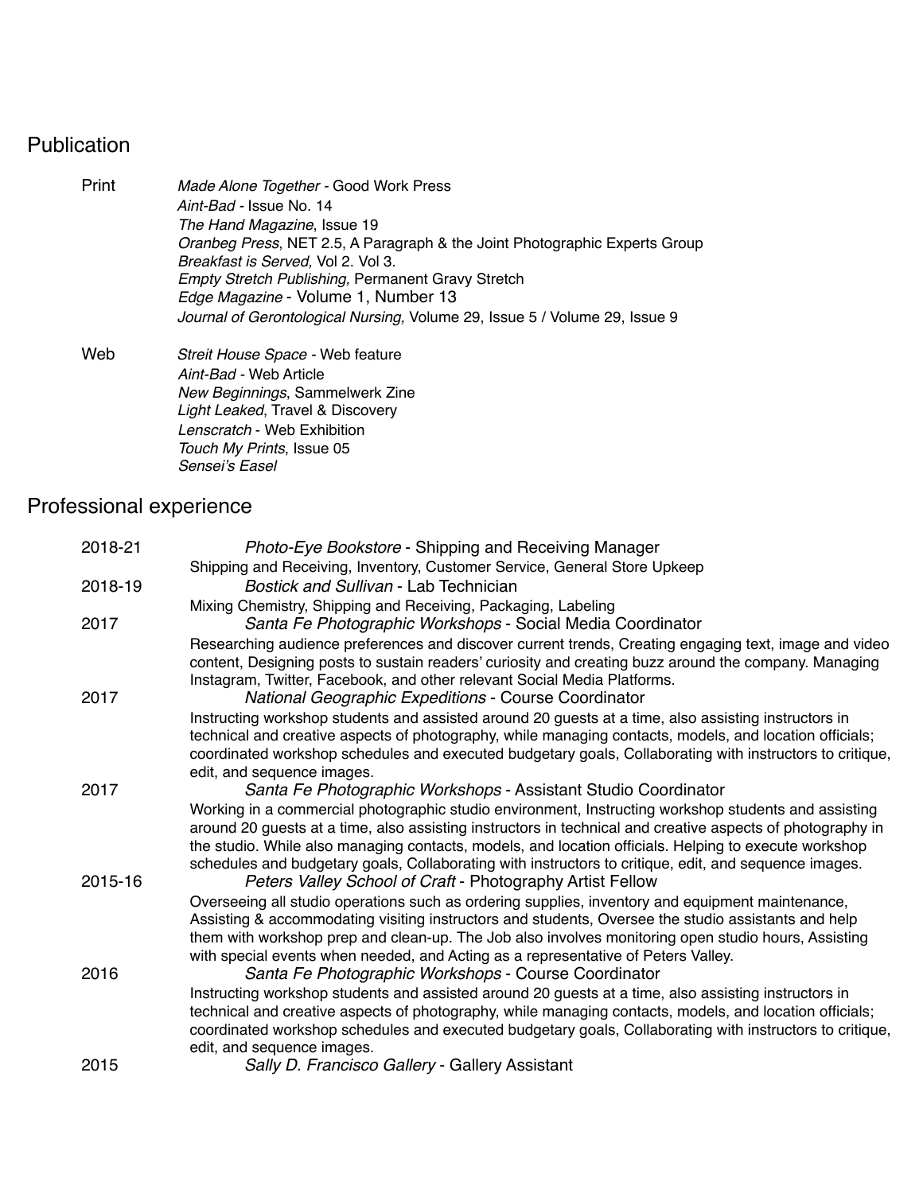## Publication

**Print**

*Made Alone Together* - Good Work Press
*Aint-Bad* - Issue No. 14
*The Hand Magazine*, Issue 19
*Oranbeg Press*, NET 2.5, A Paragraph & the Joint Photographic Experts Group
*Breakfast is Served,* Vol 2. Vol 3.
*Empty Stretch Publishing,* Permanent Gravy Stretch
*Edge Magazine* - Volume 1, Number 13
*Journal of Gerontological Nursing,* Volume 29, Issue 5 / Volume 29, Issue 9

**Web**

*Streit House Space* - Web feature
*Aint-Bad* - Web Article
*New Beginnings*, Sammelwerk Zine
*Light Leaked*, Travel & Discovery
*Lenscratch* - Web Exhibition
*Touch My Prints*, Issue 05
*Sensei's Easel*

## Professional experience

**2018-21** — *Photo-Eye Bookstore* - Shipping and Receiving Manager
Shipping and Receiving, Inventory, Customer Service, General Store Upkeep

**2018-19** — *Bostick and Sullivan* - Lab Technician
Mixing Chemistry, Shipping and Receiving, Packaging, Labeling

**2017** — *Santa Fe Photographic Workshops* - Social Media Coordinator
Researching audience preferences and discover current trends, Creating engaging text, image and video content, Designing posts to sustain readers' curiosity and creating buzz around the company. Managing Instagram, Twitter, Facebook, and other relevant Social Media Platforms.

**2017** — *National Geographic Expeditions* - Course Coordinator
Instructing workshop students and assisted around 20 guests at a time, also assisting instructors in technical and creative aspects of photography, while managing contacts, models, and location officials; coordinated workshop schedules and executed budgetary goals, Collaborating with instructors to critique, edit, and sequence images.

**2017** — *Santa Fe Photographic Workshops* - Assistant Studio Coordinator
Working in a commercial photographic studio environment, Instructing workshop students and assisting around 20 guests at a time, also assisting instructors in technical and creative aspects of photography in the studio. While also managing contacts, models, and location officials. Helping to execute workshop schedules and budgetary goals, Collaborating with instructors to critique, edit, and sequence images.

**2015-16** — *Peters Valley School of Craft* - Photography Artist Fellow
Overseeing all studio operations such as ordering supplies, inventory and equipment maintenance, Assisting & accommodating visiting instructors and students, Oversee the studio assistants and help them with workshop prep and clean-up. The Job also involves monitoring open studio hours, Assisting with special events when needed, and Acting as a representative of Peters Valley.

**2016** — *Santa Fe Photographic Workshops* - Course Coordinator
Instructing workshop students and assisted around 20 guests at a time, also assisting instructors in technical and creative aspects of photography, while managing contacts, models, and location officials; coordinated workshop schedules and executed budgetary goals, Collaborating with instructors to critique, edit, and sequence images.

**2015** — *Sally D. Francisco Gallery* - Gallery Assistant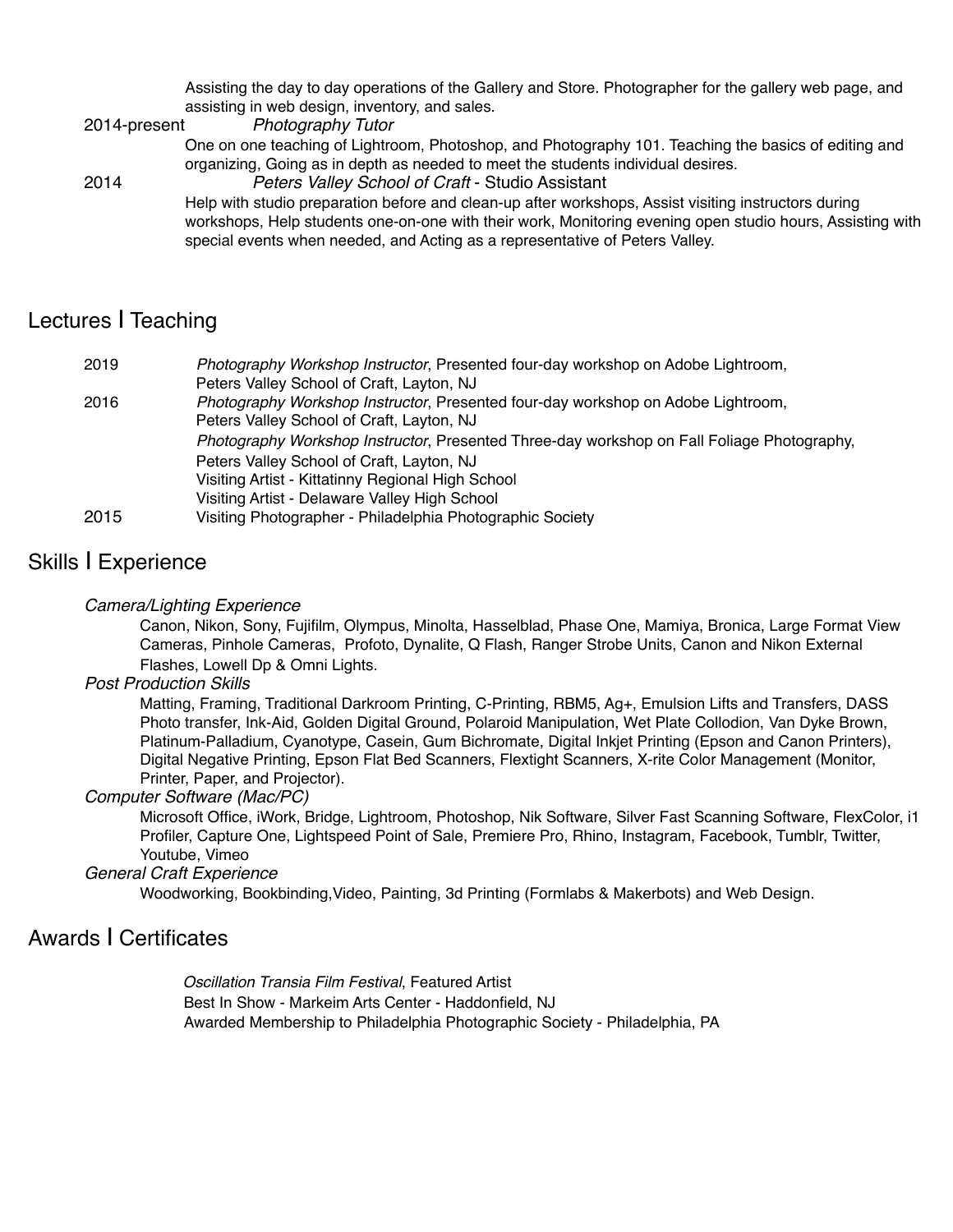Assisting the day to day operations of the Gallery and Store. Photographer for the gallery web page, and assisting in web design, inventory, and sales.

2014-present *Photography Tutor*

One on one teaching of Lightroom, Photoshop, and Photography 101. Teaching the basics of editing and organizing, Going as in depth as needed to meet the students individual desires.

2014 *Peters Valley School of Craft* - Studio Assistant

Help with studio preparation before and clean-up after workshops, Assist visiting instructors during workshops, Help students one-on-one with their work, Monitoring evening open studio hours, Assisting with special events when needed, and Acting as a representative of Peters Valley.

## Lectures I Teaching

2019 *Photography Workshop Instructor*, Presented four-day workshop on Adobe Lightroom, Peters Valley School of Craft, Layton, NJ

2016 *Photography Workshop Instructor*, Presented four-day workshop on Adobe Lightroom, Peters Valley School of Craft, Layton, NJ

*Photography Workshop Instructor*, Presented Three-day workshop on Fall Foliage Photography, Peters Valley School of Craft, Layton, NJ

Visiting Artist - Kittatinny Regional High School

Visiting Artist - Delaware Valley High School

2015 Visiting Photographer - Philadelphia Photographic Society

## Skills I Experience

*Camera/Lighting Experience*

Canon, Nikon, Sony, Fujifilm, Olympus, Minolta, Hasselblad, Phase One, Mamiya, Bronica, Large Format View Cameras, Pinhole Cameras, Profoto, Dynalite, Q Flash, Ranger Strobe Units, Canon and Nikon External Flashes, Lowell Dp & Omni Lights.

*Post Production Skills*

Matting, Framing, Traditional Darkroom Printing, C-Printing, RBM5, Ag+, Emulsion Lifts and Transfers, DASS Photo transfer, Ink-Aid, Golden Digital Ground, Polaroid Manipulation, Wet Plate Collodion, Van Dyke Brown, Platinum-Palladium, Cyanotype, Casein, Gum Bichromate, Digital Inkjet Printing (Epson and Canon Printers), Digital Negative Printing, Epson Flat Bed Scanners, Flextight Scanners, X-rite Color Management (Monitor, Printer, Paper, and Projector).

*Computer Software (Mac/PC)*

Microsoft Office, iWork, Bridge, Lightroom, Photoshop, Nik Software, Silver Fast Scanning Software, FlexColor, i1 Profiler, Capture One, Lightspeed Point of Sale, Premiere Pro, Rhino, Instagram, Facebook, Tumblr, Twitter, Youtube, Vimeo

*General Craft Experience*

Woodworking, Bookbinding,Video, Painting, 3d Printing (Formlabs & Makerbots) and Web Design.

## Awards I Certificates

*Oscillation Transia Film Festival*, Featured Artist

Best In Show - Markeim Arts Center - Haddonfield, NJ

Awarded Membership to Philadelphia Photographic Society - Philadelphia, PA